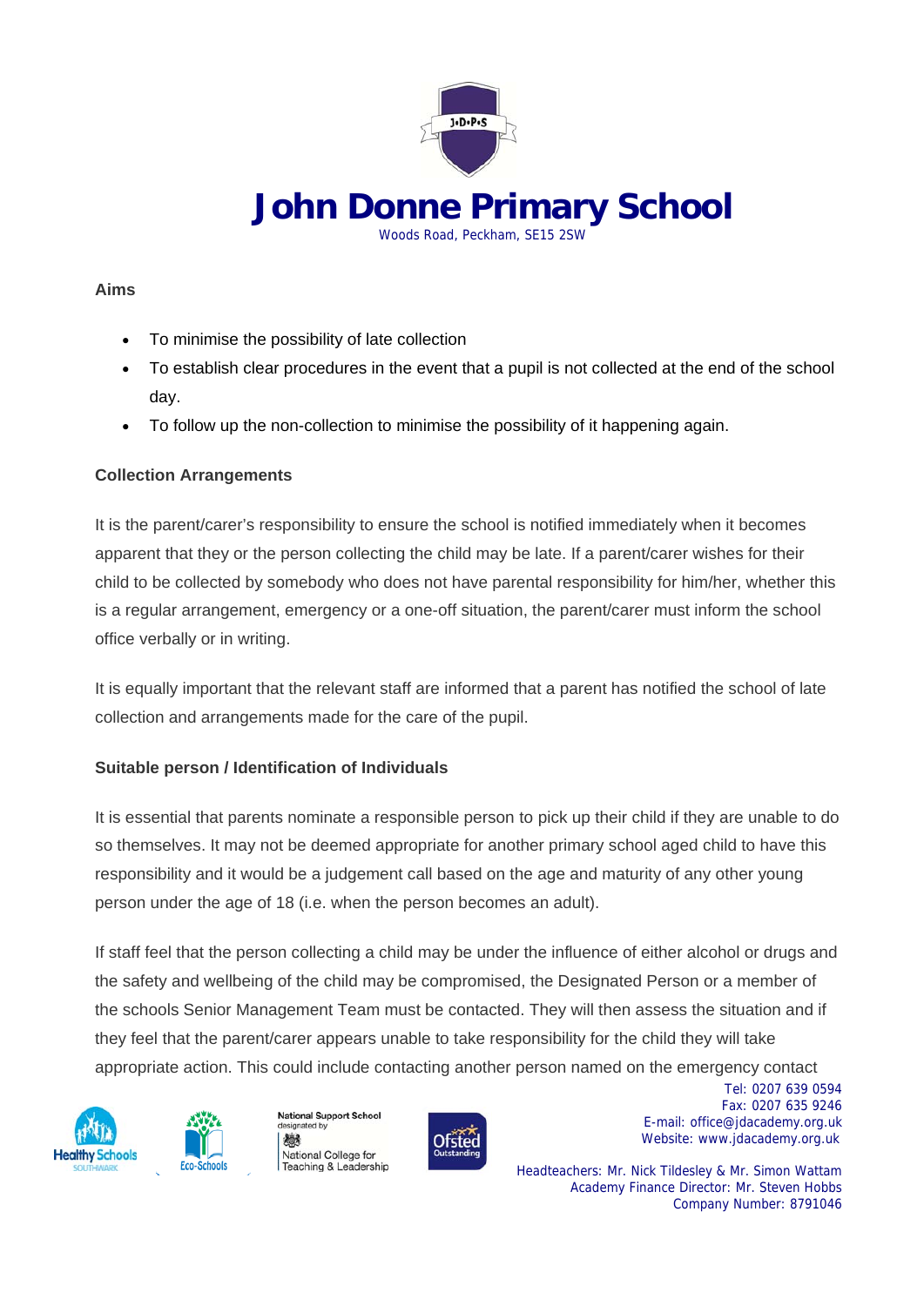# John Donne Primary School

Woods Road, Peckham, SE15 2SW

**Aims**

- To minimise the possibility of late collection
- To establish clear procedures in the event that a pupil is not collected at the end of the school day.
- To follow up the non-collection to minimise the possibility of it happening again.

**Collection Arrangements**

It is the parent/carer's responsibility to ensure the school is notified immediately when it becomes apparent that they or the person collecting the child may be late. If a parent/carer wishes for their child to be collected by somebody who does not have parental responsibility for him/her, whether this is a regular arrangement, emergency or a one-off situation, the parent/carer must inform the school office verbally or in writing.

It is equally important that the relevant staff are informed that a parent has notified the school of late collection and arrangements made for the care of the pupil.

**Suitable person / Identification of Individuals**

It is essential that parents nominate a responsible person to pick up their child if they are unable to do so themselves. It may not be deemed appropriate for another primary school aged child to have this responsibility and it would be a judgement call based on the age and maturity of any other young person under the age of 18 (i.e. when the person becomes an adult).

If staff feel that the person collecting a child may be under the influence of either alcohol or drugs and the safety and wellbeing of the child may be compromised, the Designated Person or a member of the schools Senior Management Team must be contacted. They will then assess the situation and if they feel that the parent/carer appears unable to take responsibility for the child they will take appropriate action. This could include contacting another person named on the emergency contact

Tel: 0207 639 0594
Fax: 0207 635 9246
E-mail: office@jdacademy.org.uk
Website: www.jdacademy.org.uk

Headteachers: Mr. Nick Tildesley & Mr. Simon Wattam
Academy Finance Director: Mr. Steven Hobbs
Company Number: 8791046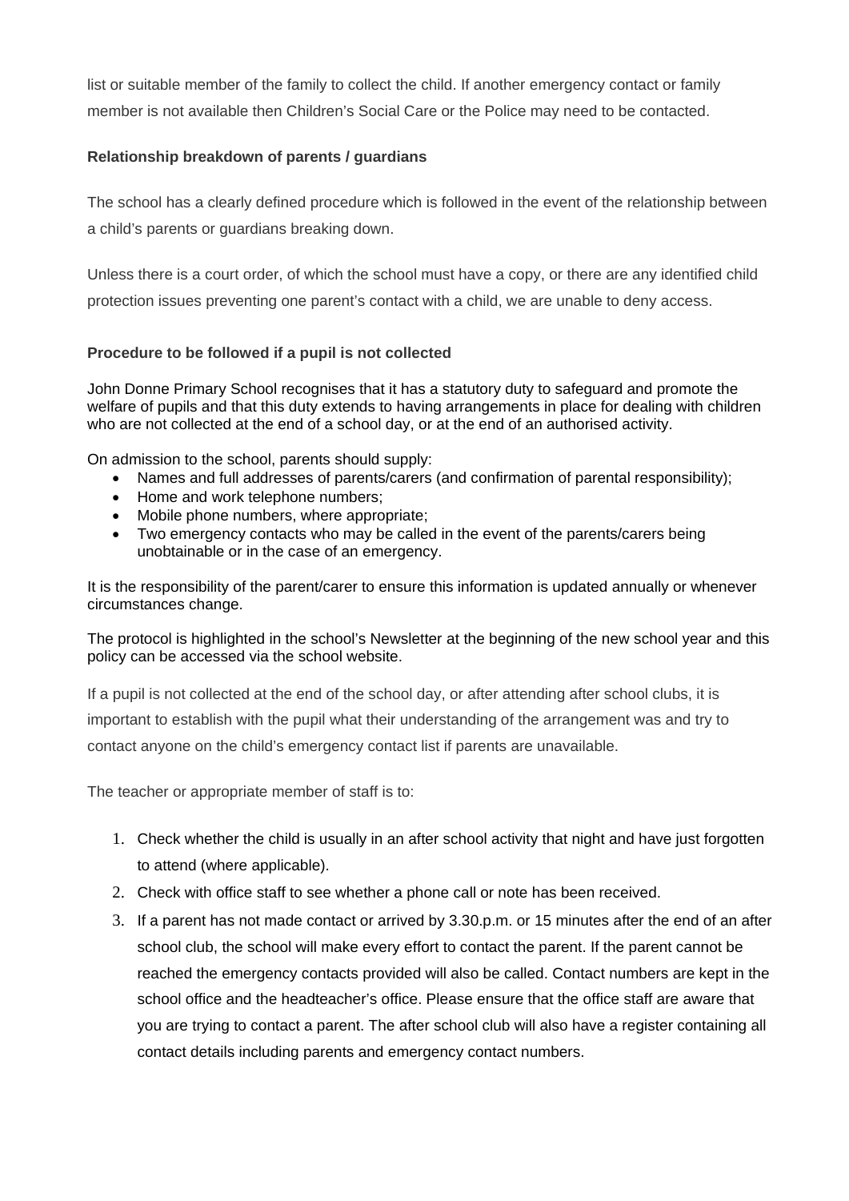list or suitable member of the family to collect the child. If another emergency contact or family member is not available then Children's Social Care or the Police may need to be contacted.

**Relationship breakdown of parents / guardians**

The school has a clearly defined procedure which is followed in the event of the relationship between a child's parents or guardians breaking down.

Unless there is a court order, of which the school must have a copy, or there are any identified child protection issues preventing one parent's contact with a child, we are unable to deny access.

**Procedure to be followed if a pupil is not collected**

John Donne Primary School recognises that it has a statutory duty to safeguard and promote the welfare of pupils and that this duty extends to having arrangements in place for dealing with children who are not collected at the end of a school day, or at the end of an authorised activity.

On admission to the school, parents should supply:

- Names and full addresses of parents/carers (and confirmation of parental responsibility);
- Home and work telephone numbers;
- Mobile phone numbers, where appropriate;
- Two emergency contacts who may be called in the event of the parents/carers being unobtainable or in the case of an emergency.

It is the responsibility of the parent/carer to ensure this information is updated annually or whenever circumstances change.

The protocol is highlighted in the school's Newsletter at the beginning of the new school year and this policy can be accessed via the school website.

If a pupil is not collected at the end of the school day, or after attending after school clubs, it is important to establish with the pupil what their understanding of the arrangement was and try to contact anyone on the child's emergency contact list if parents are unavailable.

The teacher or appropriate member of staff is to:

1. Check whether the child is usually in an after school activity that night and have just forgotten to attend (where applicable).
2. Check with office staff to see whether a phone call or note has been received.
3. If a parent has not made contact or arrived by 3.30.p.m. or 15 minutes after the end of an after school club, the school will make every effort to contact the parent. If the parent cannot be reached the emergency contacts provided will also be called. Contact numbers are kept in the school office and the headteacher's office. Please ensure that the office staff are aware that you are trying to contact a parent. The after school club will also have a register containing all contact details including parents and emergency contact numbers.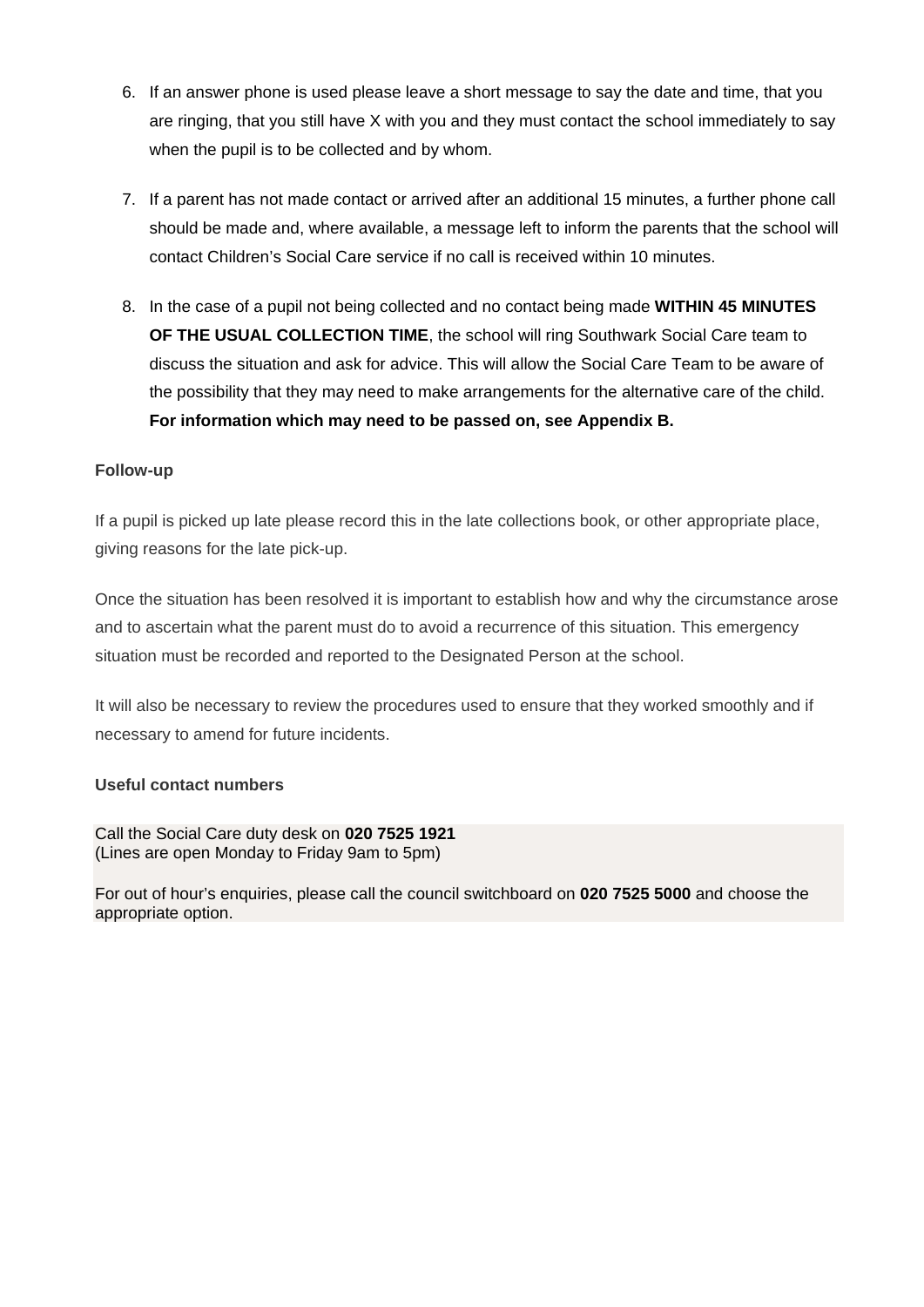6. If an answer phone is used please leave a short message to say the date and time, that you are ringing, that you still have X with you and they must contact the school immediately to say when the pupil is to be collected and by whom.

7. If a parent has not made contact or arrived after an additional 15 minutes, a further phone call should be made and, where available, a message left to inform the parents that the school will contact Children's Social Care service if no call is received within 10 minutes.

8. In the case of a pupil not being collected and no contact being made **WITHIN 45 MINUTES OF THE USUAL COLLECTION TIME**, the school will ring Southwark Social Care team to discuss the situation and ask for advice. This will allow the Social Care Team to be aware of the possibility that they may need to make arrangements for the alternative care of the child. **For information which may need to be passed on, see Appendix B.**

**Follow-up**

If a pupil is picked up late please record this in the late collections book, or other appropriate place, giving reasons for the late pick-up.

Once the situation has been resolved it is important to establish how and why the circumstance arose and to ascertain what the parent must do to avoid a recurrence of this situation. This emergency situation must be recorded and reported to the Designated Person at the school.

It will also be necessary to review the procedures used to ensure that they worked smoothly and if necessary to amend for future incidents.

**Useful contact numbers**

Call the Social Care duty desk on **020 7525 1921**
(Lines are open Monday to Friday 9am to 5pm)

For out of hour's enquiries, please call the council switchboard on **020 7525 5000** and choose the appropriate option.